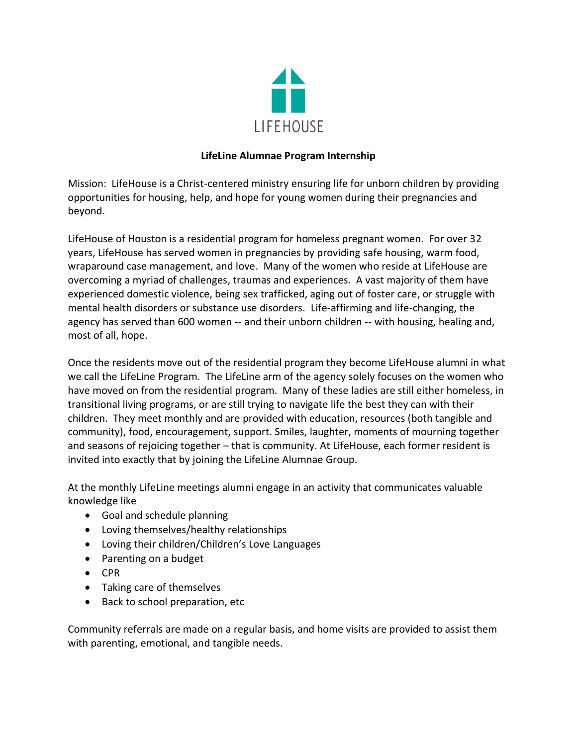LIFEHOUSE

**LifeLine Alumnae Program Internship**

Mission: LifeHouse is a Christ-centered ministry ensuring life for unborn children by providing opportunities for housing, help, and hope for young women during their pregnancies and beyond.

LifeHouse of Houston is a residential program for homeless pregnant women. For over 32 years, LifeHouse has served women in pregnancies by providing safe housing, warm food, wraparound case management, and love. Many of the women who reside at LifeHouse are overcoming a myriad of challenges, traumas and experiences. A vast majority of them have experienced domestic violence, being sex trafficked, aging out of foster care, or struggle with mental health disorders or substance use disorders. Life-affirming and life-changing, the agency has served than 600 women -- and their unborn children -- with housing, healing and, most of all, hope.

Once the residents move out of the residential program they become LifeHouse alumni in what we call the LifeLine Program. The LifeLine arm of the agency solely focuses on the women who have moved on from the residential program. Many of these ladies are still either homeless, in transitional living programs, or are still trying to navigate life the best they can with their children. They meet monthly and are provided with education, resources (both tangible and community), food, encouragement, support. Smiles, laughter, moments of mourning together and seasons of rejoicing together – that is community. At LifeHouse, each former resident is invited into exactly that by joining the LifeLine Alumnae Group.

At the monthly LifeLine meetings alumni engage in an activity that communicates valuable knowledge like

- Goal and schedule planning
- Loving themselves/healthy relationships
- Loving their children/Children's Love Languages
- Parenting on a budget
- CPR
- Taking care of themselves
- Back to school preparation, etc

Community referrals are made on a regular basis, and home visits are provided to assist them with parenting, emotional, and tangible needs.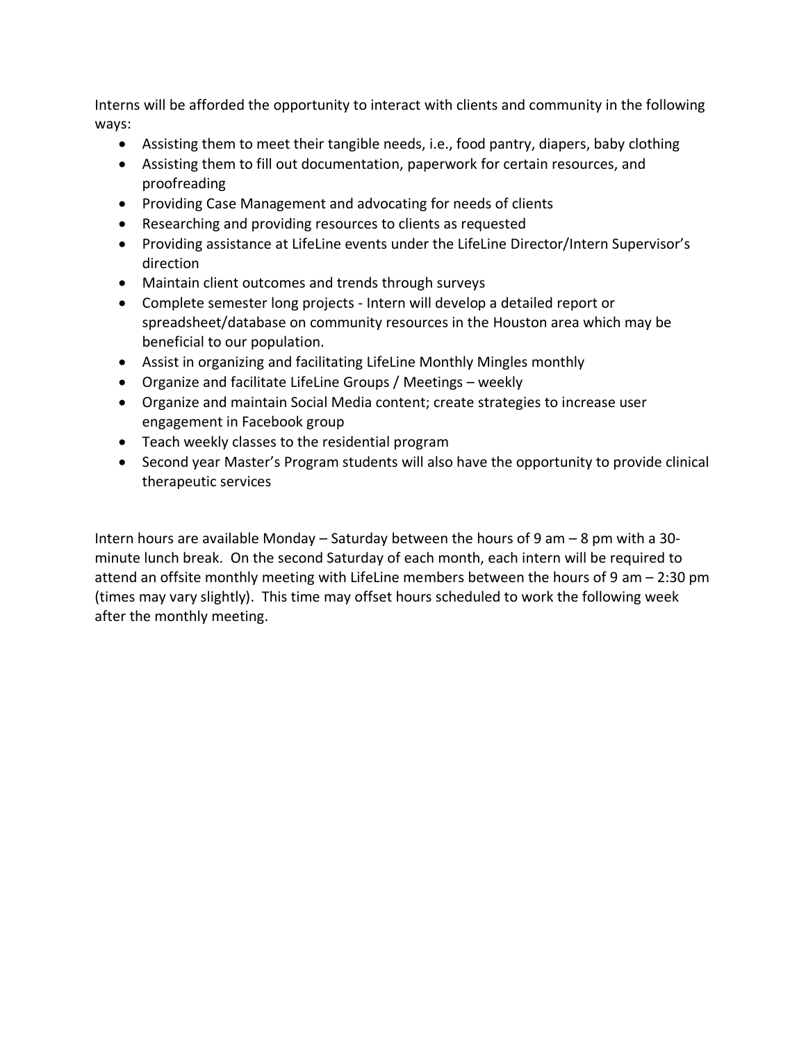Interns will be afforded the opportunity to interact with clients and community in the following ways:

- Assisting them to meet their tangible needs, i.e., food pantry, diapers, baby clothing
- Assisting them to fill out documentation, paperwork for certain resources, and proofreading
- Providing Case Management and advocating for needs of clients
- Researching and providing resources to clients as requested
- Providing assistance at LifeLine events under the LifeLine Director/Intern Supervisor's direction
- Maintain client outcomes and trends through surveys
- Complete semester long projects - Intern will develop a detailed report or spreadsheet/database on community resources in the Houston area which may be beneficial to our population.
- Assist in organizing and facilitating LifeLine Monthly Mingles monthly
- Organize and facilitate LifeLine Groups / Meetings – weekly
- Organize and maintain Social Media content; create strategies to increase user engagement in Facebook group
- Teach weekly classes to the residential program
- Second year Master's Program students will also have the opportunity to provide clinical therapeutic services

Intern hours are available Monday – Saturday between the hours of 9 am – 8 pm with a 30-minute lunch break. On the second Saturday of each month, each intern will be required to attend an offsite monthly meeting with LifeLine members between the hours of 9 am – 2:30 pm (times may vary slightly). This time may offset hours scheduled to work the following week after the monthly meeting.